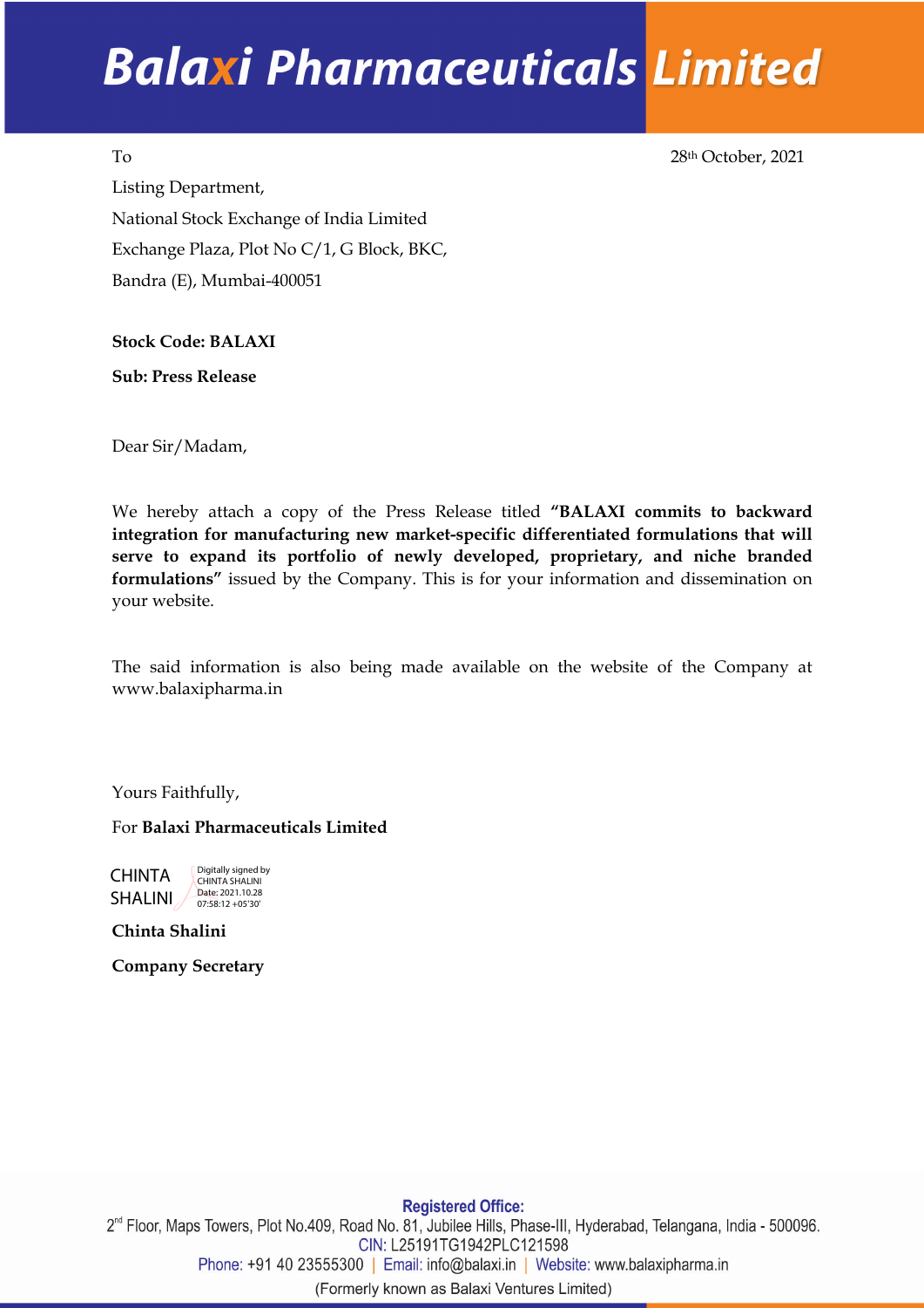# Balaxi Pharmaceuticals Limited

To

Listing Department,
National Stock Exchange of India Limited
Exchange Plaza, Plot No C/1, G Block, BKC,
Bandra (E), Mumbai-400051

28th October, 2021

**Stock Code: BALAXI**

**Sub: Press Release**

Dear Sir/Madam,

We hereby attach a copy of the Press Release titled **"BALAXI commits to backward integration for manufacturing new market-specific differentiated formulations that will serve to expand its portfolio of newly developed, proprietary, and niche branded formulations"** issued by the Company. This is for your information and dissemination on your website.

The said information is also being made available on the website of the Company at www.balaxipharma.in

Yours Faithfully,

For **Balaxi Pharmaceuticals Limited**

CHINTA SHALINI
Digitally signed by CHINTA SHALINI
Date: 2021.10.28 07:58:12 +05'30'

**Chinta Shalini**

**Company Secretary**

**Registered Office:**
2nd Floor, Maps Towers, Plot No.409, Road No. 81, Jubilee Hills, Phase-III, Hyderabad, Telangana, India - 500096.
CIN: L25191TG1942PLC121598
Phone: +91 40 23555300 | Email: info@balaxi.in | Website: www.balaxipharma.in
(Formerly known as Balaxi Ventures Limited)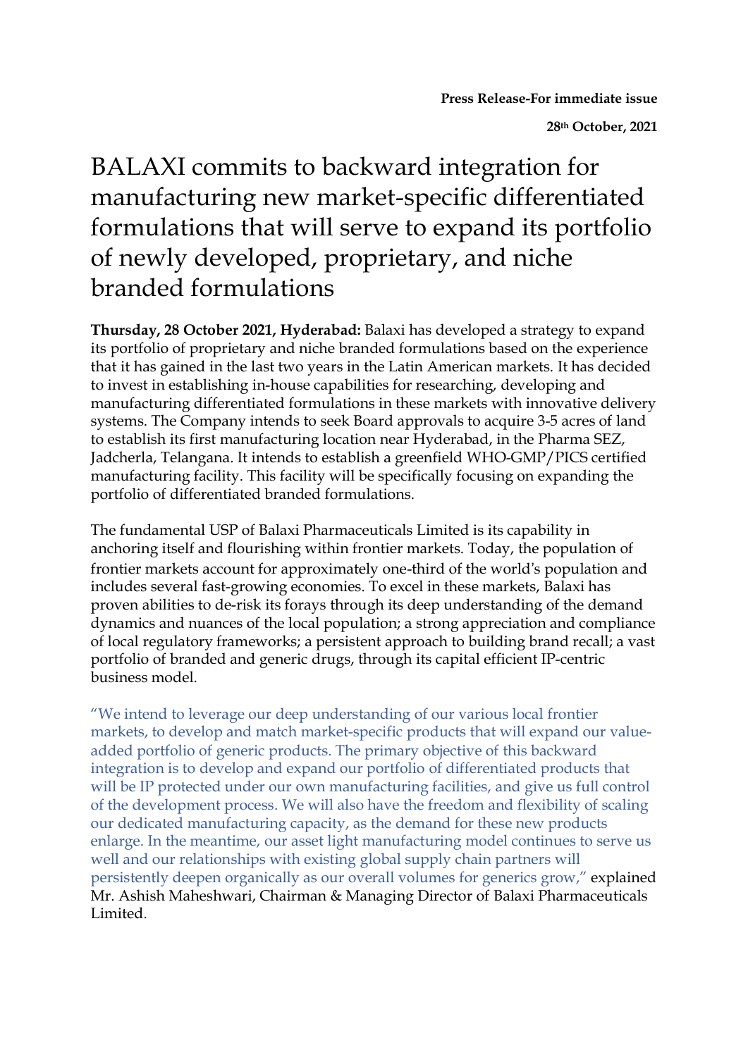**Press Release-For immediate issue**

**28th October, 2021**

# BALAXI commits to backward integration for manufacturing new market-specific differentiated formulations that will serve to expand its portfolio of newly developed, proprietary, and niche branded formulations

**Thursday, 28 October 2021, Hyderabad:** Balaxi has developed a strategy to expand its portfolio of proprietary and niche branded formulations based on the experience that it has gained in the last two years in the Latin American markets. It has decided to invest in establishing in-house capabilities for researching, developing and manufacturing differentiated formulations in these markets with innovative delivery systems. The Company intends to seek Board approvals to acquire 3-5 acres of land to establish its first manufacturing location near Hyderabad, in the Pharma SEZ, Jadcherla, Telangana. It intends to establish a greenfield WHO-GMP/PICS certified manufacturing facility. This facility will be specifically focusing on expanding the portfolio of differentiated branded formulations.

The fundamental USP of Balaxi Pharmaceuticals Limited is its capability in anchoring itself and flourishing within frontier markets. Today, the population of frontier markets account for approximately one-third of the world's population and includes several fast-growing economies. To excel in these markets, Balaxi has proven abilities to de-risk its forays through its deep understanding of the demand dynamics and nuances of the local population; a strong appreciation and compliance of local regulatory frameworks; a persistent approach to building brand recall; a vast portfolio of branded and generic drugs, through its capital efficient IP-centric business model.

"We intend to leverage our deep understanding of our various local frontier markets, to develop and match market-specific products that will expand our value-added portfolio of generic products. The primary objective of this backward integration is to develop and expand our portfolio of differentiated products that will be IP protected under our own manufacturing facilities, and give us full control of the development process. We will also have the freedom and flexibility of scaling our dedicated manufacturing capacity, as the demand for these new products enlarge. In the meantime, our asset light manufacturing model continues to serve us well and our relationships with existing global supply chain partners will persistently deepen organically as our overall volumes for generics grow," explained Mr. Ashish Maheshwari, Chairman & Managing Director of Balaxi Pharmaceuticals Limited.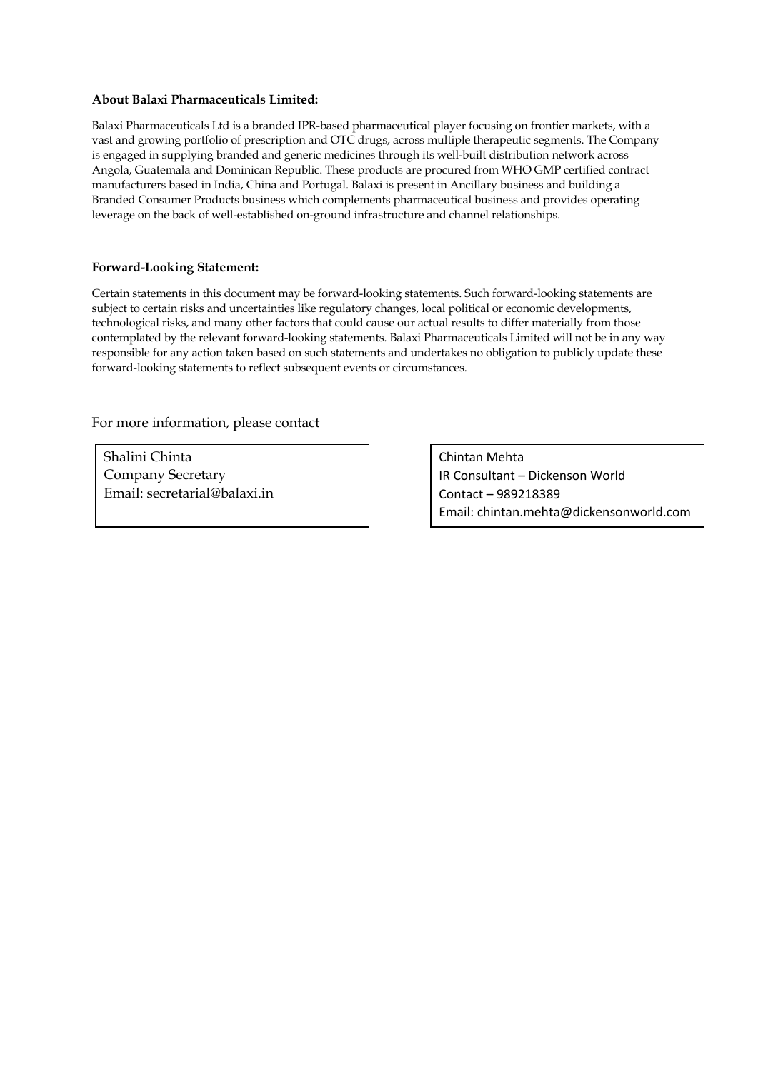**About Balaxi Pharmaceuticals Limited:**

Balaxi Pharmaceuticals Ltd is a branded IPR-based pharmaceutical player focusing on frontier markets, with a vast and growing portfolio of prescription and OTC drugs, across multiple therapeutic segments. The Company is engaged in supplying branded and generic medicines through its well-built distribution network across Angola, Guatemala and Dominican Republic. These products are procured from WHO GMP certified contract manufacturers based in India, China and Portugal. Balaxi is present in Ancillary business and building a Branded Consumer Products business which complements pharmaceutical business and provides operating leverage on the back of well-established on-ground infrastructure and channel relationships.

**Forward-Looking Statement:**

Certain statements in this document may be forward-looking statements. Such forward-looking statements are subject to certain risks and uncertainties like regulatory changes, local political or economic developments, technological risks, and many other factors that could cause our actual results to differ materially from those contemplated by the relevant forward-looking statements. Balaxi Pharmaceuticals Limited will not be in any way responsible for any action taken based on such statements and undertakes no obligation to publicly update these forward-looking statements to reflect subsequent events or circumstances.

For more information, please contact

Shalini Chinta
Company Secretary
Email: secretarial@balaxi.in

Chintan Mehta
IR Consultant – Dickenson World
Contact – 989218389
Email: chintan.mehta@dickensonworld.com